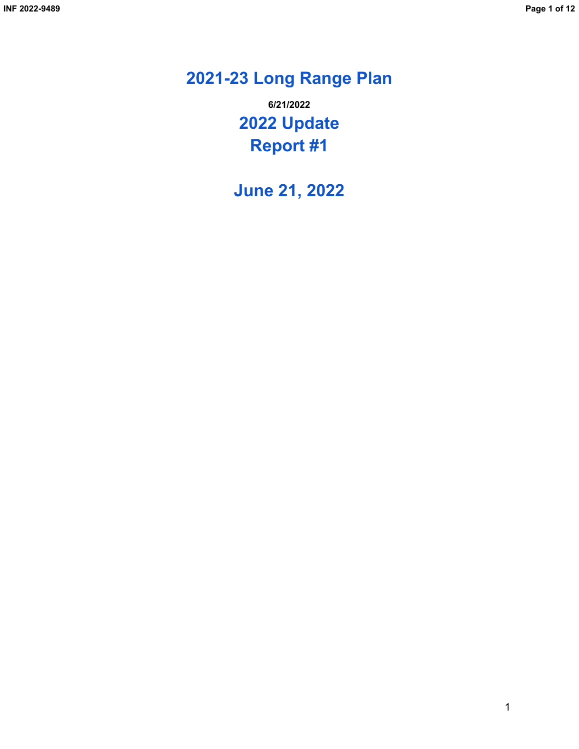# 2021-23 Long Range Plan

**6/21/2022**

## 2022 Update
## Report #1

## June 21, 2022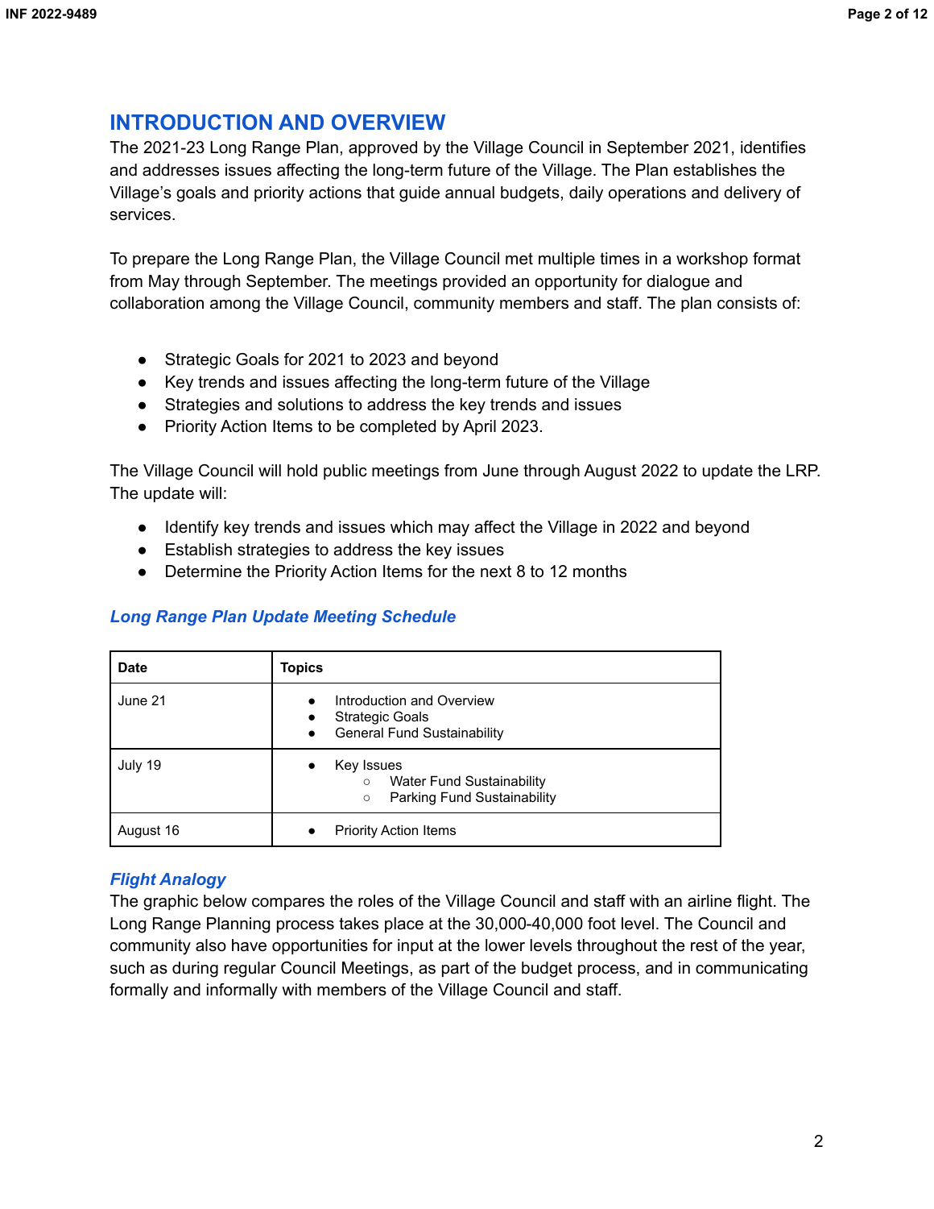## INTRODUCTION AND OVERVIEW

The 2021-23 Long Range Plan, approved by the Village Council in September 2021, identifies and addresses issues affecting the long-term future of the Village. The Plan establishes the Village's goals and priority actions that guide annual budgets, daily operations and delivery of services.

To prepare the Long Range Plan, the Village Council met multiple times in a workshop format from May through September. The meetings provided an opportunity for dialogue and collaboration among the Village Council, community members and staff. The plan consists of:

- Strategic Goals for 2021 to 2023 and beyond
- Key trends and issues affecting the long-term future of the Village
- Strategies and solutions to address the key trends and issues
- Priority Action Items to be completed by April 2023.

The Village Council will hold public meetings from June through August 2022 to update the LRP. The update will:

- Identify key trends and issues which may affect the Village in 2022 and beyond
- Establish strategies to address the key issues
- Determine the Priority Action Items for the next 8 to 12 months

### *Long Range Plan Update Meeting Schedule*

| Date | Topics |
|---|---|
| June 21 | • Introduction and Overview<br>• Strategic Goals<br>• General Fund Sustainability |
| July 19 | • Key Issues<br>  ○ Water Fund Sustainability<br>  ○ Parking Fund Sustainability |
| August 16 | • Priority Action Items |

### *Flight Analogy*

The graphic below compares the roles of the Village Council and staff with an airline flight. The Long Range Planning process takes place at the 30,000-40,000 foot level. The Council and community also have opportunities for input at the lower levels throughout the rest of the year, such as during regular Council Meetings, as part of the budget process, and in communicating formally and informally with members of the Village Council and staff.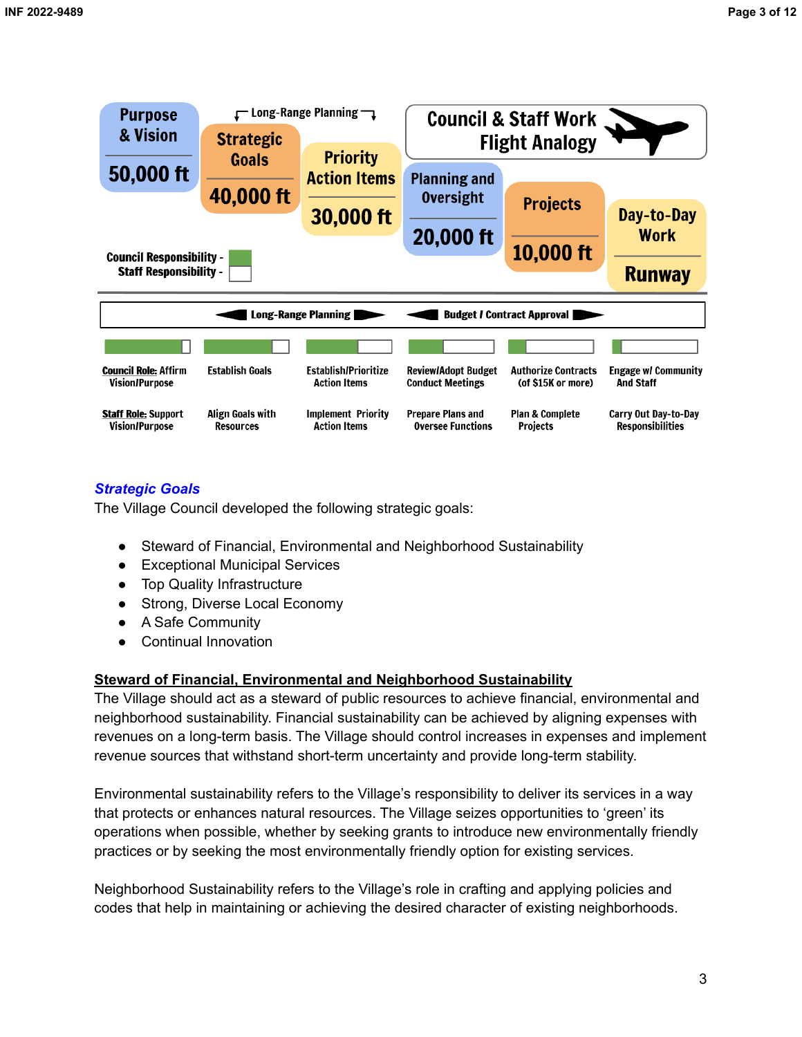Purpose & Vision — 50,000 ft

Long-Range Planning

Strategic Goals — 40,000 ft

Priority Action Items — 30,000 ft

**Council & Staff Work Flight Analogy**

Planning and Oversight — 20,000 ft

Projects — 10,000 ft

Day-to-Day Work — Runway

Council Responsibility - (green)
Staff Responsibility - (white)

Long-Range Planning | Budget / Contract Approval

| Purpose & Vision (50,000 ft) | Strategic Goals (40,000 ft) | Priority Action Items (30,000 ft) | Planning and Oversight (20,000 ft) | Projects (10,000 ft) | Day-to-Day Work (Runway) |
|---|---|---|---|---|---|
| **Council Role:** Affirm Vision/Purpose | Establish Goals | Establish/Prioritize Action Items | Review/Adopt Budget Conduct Meetings | Authorize Contracts (of $15K or more) | Engage w/ Community And Staff |
| **Staff Role:** Support Vision/Purpose | Align Goals with Resources | Implement Priority Action Items | Prepare Plans and Oversee Functions | Plan & Complete Projects | Carry Out Day-to-Day Responsibilities |

## *Strategic Goals*

The Village Council developed the following strategic goals:

- Steward of Financial, Environmental and Neighborhood Sustainability
- Exceptional Municipal Services
- Top Quality Infrastructure
- Strong, Diverse Local Economy
- A Safe Community
- Continual Innovation

### Steward of Financial, Environmental and Neighborhood Sustainability

The Village should act as a steward of public resources to achieve financial, environmental and neighborhood sustainability. Financial sustainability can be achieved by aligning expenses with revenues on a long-term basis. The Village should control increases in expenses and implement revenue sources that withstand short-term uncertainty and provide long-term stability.

Environmental sustainability refers to the Village's responsibility to deliver its services in a way that protects or enhances natural resources. The Village seizes opportunities to 'green' its operations when possible, whether by seeking grants to introduce new environmentally friendly practices or by seeking the most environmentally friendly option for existing services.

Neighborhood Sustainability refers to the Village's role in crafting and applying policies and codes that help in maintaining or achieving the desired character of existing neighborhoods.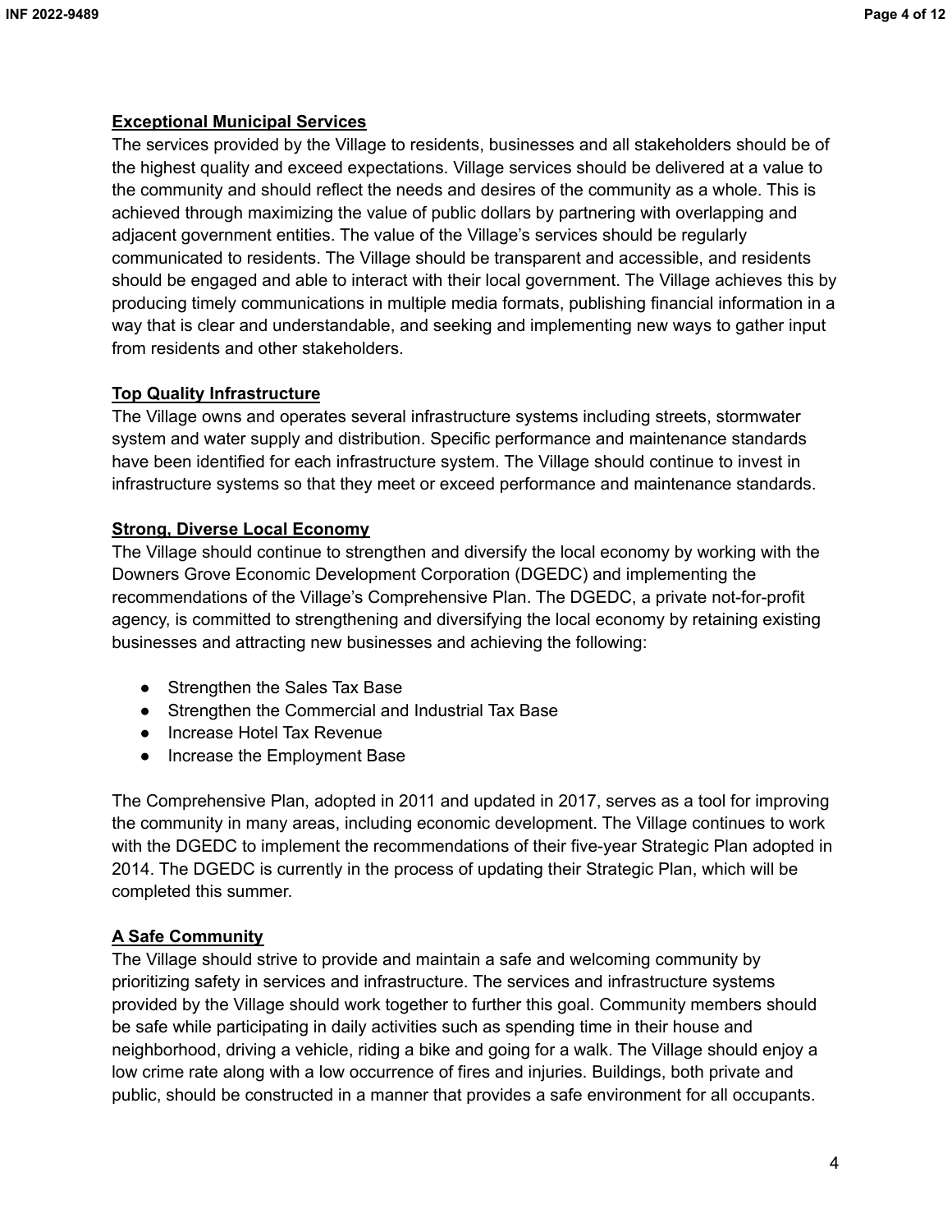**Exceptional Municipal Services**

The services provided by the Village to residents, businesses and all stakeholders should be of the highest quality and exceed expectations. Village services should be delivered at a value to the community and should reflect the needs and desires of the community as a whole. This is achieved through maximizing the value of public dollars by partnering with overlapping and adjacent government entities. The value of the Village's services should be regularly communicated to residents. The Village should be transparent and accessible, and residents should be engaged and able to interact with their local government. The Village achieves this by producing timely communications in multiple media formats, publishing financial information in a way that is clear and understandable, and seeking and implementing new ways to gather input from residents and other stakeholders.

**Top Quality Infrastructure**

The Village owns and operates several infrastructure systems including streets, stormwater system and water supply and distribution. Specific performance and maintenance standards have been identified for each infrastructure system. The Village should continue to invest in infrastructure systems so that they meet or exceed performance and maintenance standards.

**Strong, Diverse Local Economy**

The Village should continue to strengthen and diversify the local economy by working with the Downers Grove Economic Development Corporation (DGEDC) and implementing the recommendations of the Village's Comprehensive Plan. The DGEDC, a private not-for-profit agency, is committed to strengthening and diversifying the local economy by retaining existing businesses and attracting new businesses and achieving the following:

- Strengthen the Sales Tax Base
- Strengthen the Commercial and Industrial Tax Base
- Increase Hotel Tax Revenue
- Increase the Employment Base

The Comprehensive Plan, adopted in 2011 and updated in 2017, serves as a tool for improving the community in many areas, including economic development. The Village continues to work with the DGEDC to implement the recommendations of their five-year Strategic Plan adopted in 2014. The DGEDC is currently in the process of updating their Strategic Plan, which will be completed this summer.

**A Safe Community**

The Village should strive to provide and maintain a safe and welcoming community by prioritizing safety in services and infrastructure. The services and infrastructure systems provided by the Village should work together to further this goal. Community members should be safe while participating in daily activities such as spending time in their house and neighborhood, driving a vehicle, riding a bike and going for a walk. The Village should enjoy a low crime rate along with a low occurrence of fires and injuries. Buildings, both private and public, should be constructed in a manner that provides a safe environment for all occupants.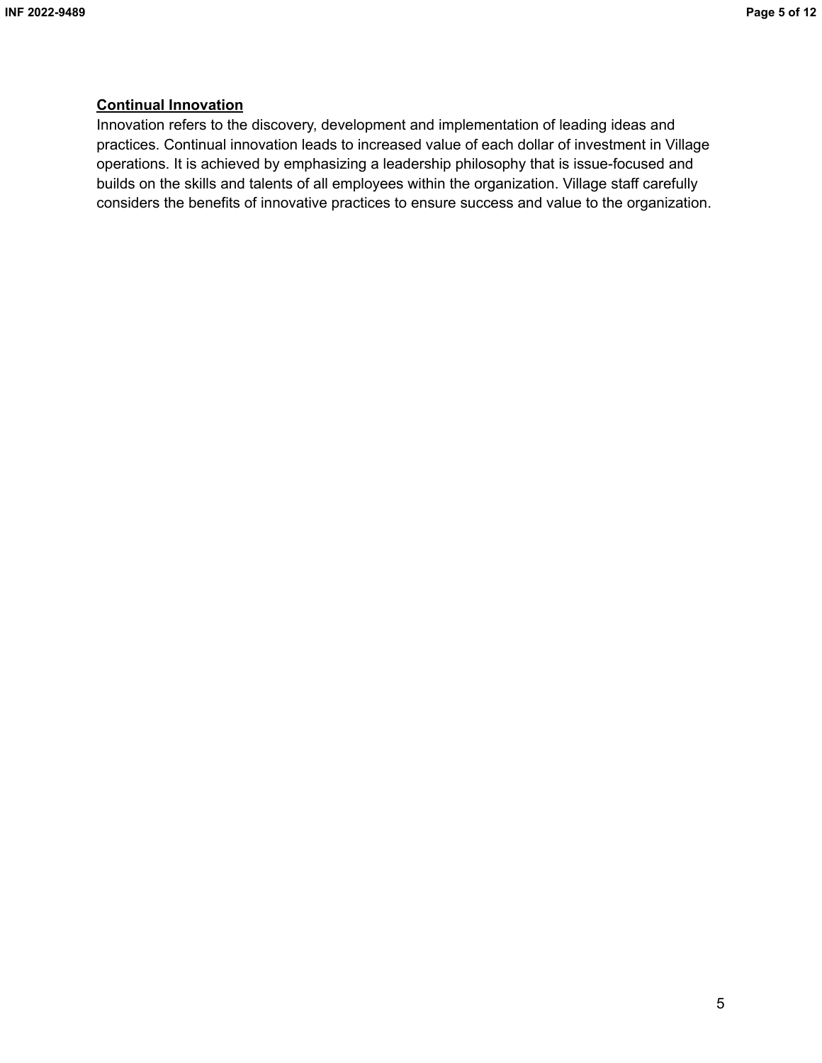**Continual Innovation**

Innovation refers to the discovery, development and implementation of leading ideas and practices. Continual innovation leads to increased value of each dollar of investment in Village operations. It is achieved by emphasizing a leadership philosophy that is issue-focused and builds on the skills and talents of all employees within the organization. Village staff carefully considers the benefits of innovative practices to ensure success and value to the organization.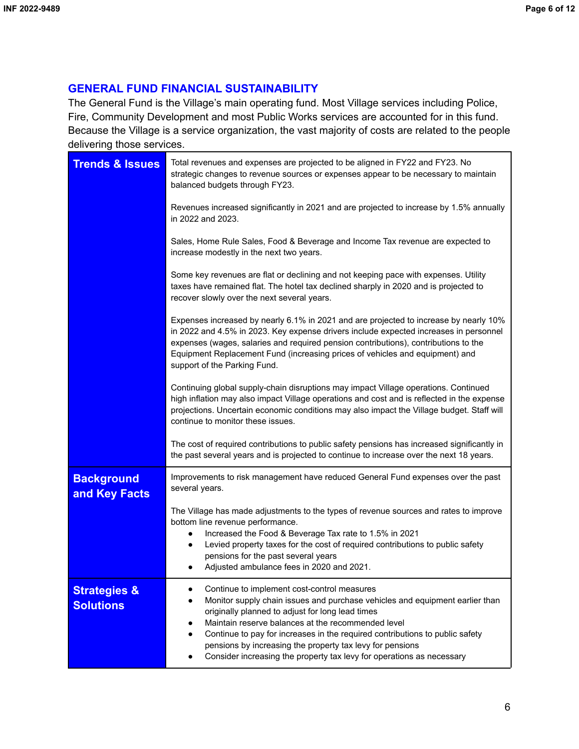## GENERAL FUND FINANCIAL SUSTAINABILITY

The General Fund is the Village's main operating fund. Most Village services including Police, Fire, Community Development and most Public Works services are accounted for in this fund. Because the Village is a service organization, the vast majority of costs are related to the people delivering those services.

| | |
|---|---|
| **Trends & Issues** | Total revenues and expenses are projected to be aligned in FY22 and FY23. No strategic changes to revenue sources or expenses appear to be necessary to maintain balanced budgets through FY23.<br><br>Revenues increased significantly in 2021 and are projected to increase by 1.5% annually in 2022 and 2023.<br><br>Sales, Home Rule Sales, Food & Beverage and Income Tax revenue are expected to increase modestly in the next two years.<br><br>Some key revenues are flat or declining and not keeping pace with expenses. Utility taxes have remained flat. The hotel tax declined sharply in 2020 and is projected to recover slowly over the next several years.<br><br>Expenses increased by nearly 6.1% in 2021 and are projected to increase by nearly 10% in 2022 and 4.5% in 2023. Key expense drivers include expected increases in personnel expenses (wages, salaries and required pension contributions), contributions to the Equipment Replacement Fund (increasing prices of vehicles and equipment) and support of the Parking Fund.<br><br>Continuing global supply-chain disruptions may impact Village operations. Continued high inflation may also impact Village operations and cost and is reflected in the expense projections. Uncertain economic conditions may also impact the Village budget. Staff will continue to monitor these issues.<br><br>The cost of required contributions to public safety pensions has increased significantly in the past several years and is projected to continue to increase over the next 18 years. |
| **Background and Key Facts** | Improvements to risk management have reduced General Fund expenses over the past several years.<br><br>The Village has made adjustments to the types of revenue sources and rates to improve bottom line revenue performance.<br>• Increased the Food & Beverage Tax rate to 1.5% in 2021<br>• Levied property taxes for the cost of required contributions to public safety pensions for the past several years<br>• Adjusted ambulance fees in 2020 and 2021. |
| **Strategies & Solutions** | • Continue to implement cost-control measures<br>• Monitor supply chain issues and purchase vehicles and equipment earlier than originally planned to adjust for long lead times<br>• Maintain reserve balances at the recommended level<br>• Continue to pay for increases in the required contributions to public safety pensions by increasing the property tax levy for pensions<br>• Consider increasing the property tax levy for operations as necessary |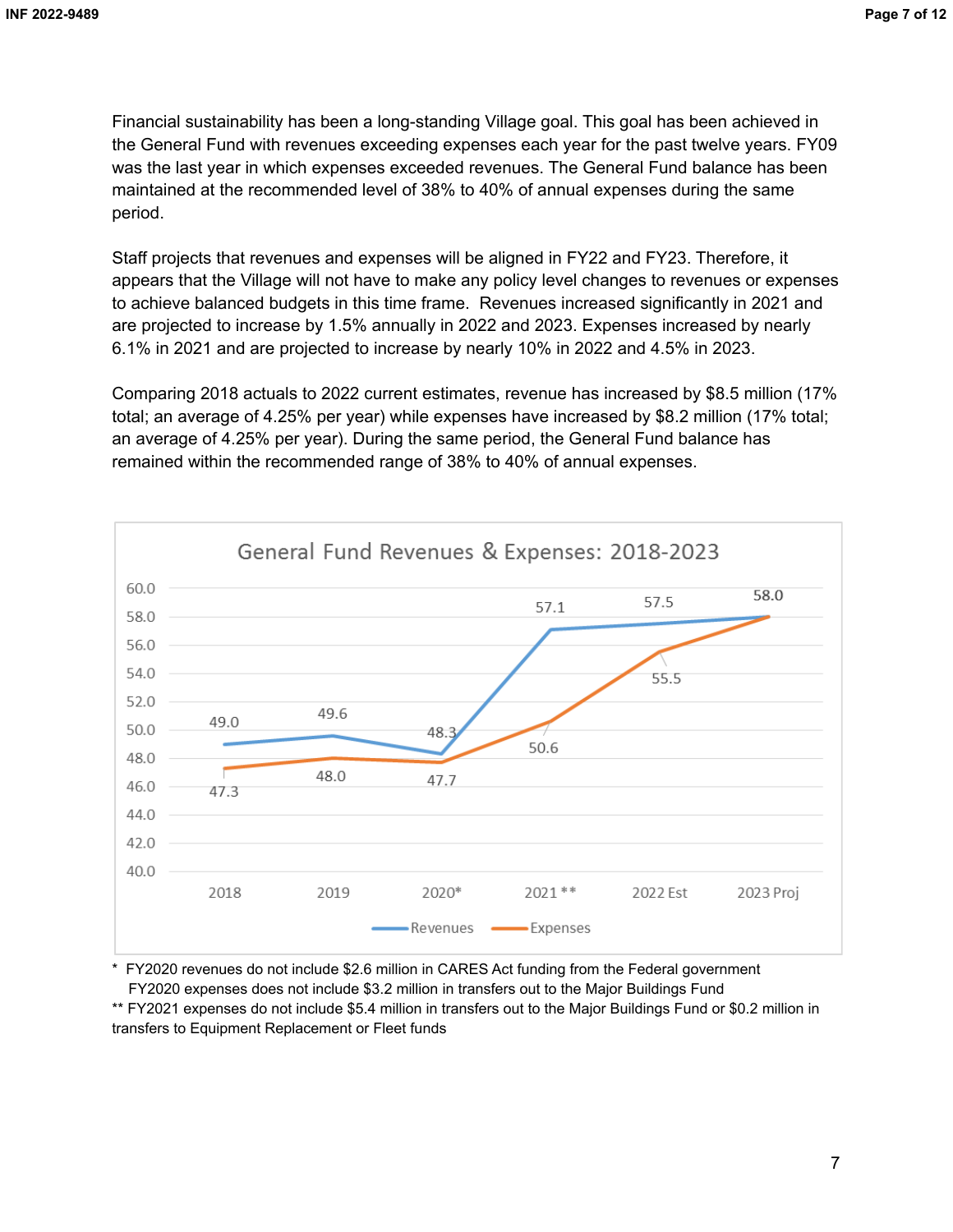Financial sustainability has been a long-standing Village goal. This goal has been achieved in the General Fund with revenues exceeding expenses each year for the past twelve years. FY09 was the last year in which expenses exceeded revenues. The General Fund balance has been maintained at the recommended level of 38% to 40% of annual expenses during the same period.

Staff projects that revenues and expenses will be aligned in FY22 and FY23. Therefore, it appears that the Village will not have to make any policy level changes to revenues or expenses to achieve balanced budgets in this time frame. Revenues increased significantly in 2021 and are projected to increase by 1.5% annually in 2022 and 2023. Expenses increased by nearly 6.1% in 2021 and are projected to increase by nearly 10% in 2022 and 4.5% in 2023.

Comparing 2018 actuals to 2022 current estimates, revenue has increased by $8.5 million (17% total; an average of 4.25% per year) while expenses have increased by $8.2 million (17% total; an average of 4.25% per year). During the same period, the General Fund balance has remained within the recommended range of 38% to 40% of annual expenses.

**General Fund Revenues & Expenses: 2018-2023**

| | 2018 | 2019 | 2020* | 2021 ** | 2022 Est | 2023 Proj |
|---|---|---|---|---|---|---|
| Revenues | 49.0 | 49.6 | 48.3 | 57.1 | 57.5 | 58.0 |
| Expenses | 47.3 | 48.0 | 47.7 | 50.6 | 55.5 | 58.0 |

\* FY2020 revenues do not include $2.6 million in CARES Act funding from the Federal government
FY2020 expenses does not include $3.2 million in transfers out to the Major Buildings Fund

** FY2021 expenses do not include $5.4 million in transfers out to the Major Buildings Fund or $0.2 million in transfers to Equipment Replacement or Fleet funds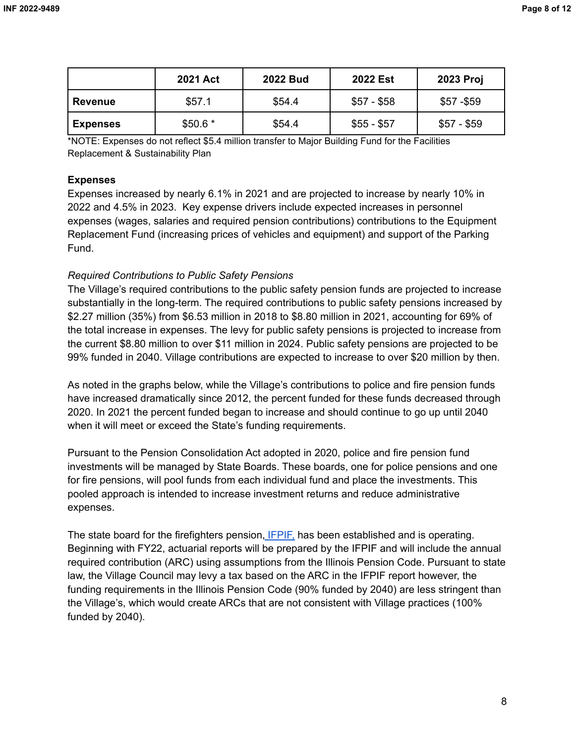| | 2021 Act | 2022 Bud | 2022 Est | 2023 Proj |
|---|---|---|---|---|
| **Revenue** | $57.1 | $54.4 | $57 - $58 | $57 -$59 |
| **Expenses** | $50.6 * | $54.4 | $55 - $57 | $57 - $59 |

*NOTE: Expenses do not reflect $5.4 million transfer to Major Building Fund for the Facilities Replacement & Sustainability Plan

**Expenses**

Expenses increased by nearly 6.1% in 2021 and are projected to increase by nearly 10% in 2022 and 4.5% in 2023. Key expense drivers include expected increases in personnel expenses (wages, salaries and required pension contributions) contributions to the Equipment Replacement Fund (increasing prices of vehicles and equipment) and support of the Parking Fund.

*Required Contributions to Public Safety Pensions*

The Village's required contributions to the public safety pension funds are projected to increase substantially in the long-term. The required contributions to public safety pensions increased by $2.27 million (35%) from $6.53 million in 2018 to $8.80 million in 2021, accounting for 69% of the total increase in expenses. The levy for public safety pensions is projected to increase from the current $8.80 million to over $11 million in 2024. Public safety pensions are projected to be 99% funded in 2040. Village contributions are expected to increase to over $20 million by then.

As noted in the graphs below, while the Village's contributions to police and fire pension funds have increased dramatically since 2012, the percent funded for these funds decreased through 2020. In 2021 the percent funded began to increase and should continue to go up until 2040 when it will meet or exceed the State's funding requirements.

Pursuant to the Pension Consolidation Act adopted in 2020, police and fire pension fund investments will be managed by State Boards. These boards, one for police pensions and one for fire pensions, will pool funds from each individual fund and place the investments. This pooled approach is intended to increase investment returns and reduce administrative expenses.

The state board for the firefighters pension, IFPIF, has been established and is operating. Beginning with FY22, actuarial reports will be prepared by the IFPIF and will include the annual required contribution (ARC) using assumptions from the Illinois Pension Code. Pursuant to state law, the Village Council may levy a tax based on the ARC in the IFPIF report however, the funding requirements in the Illinois Pension Code (90% funded by 2040) are less stringent than the Village's, which would create ARCs that are not consistent with Village practices (100% funded by 2040).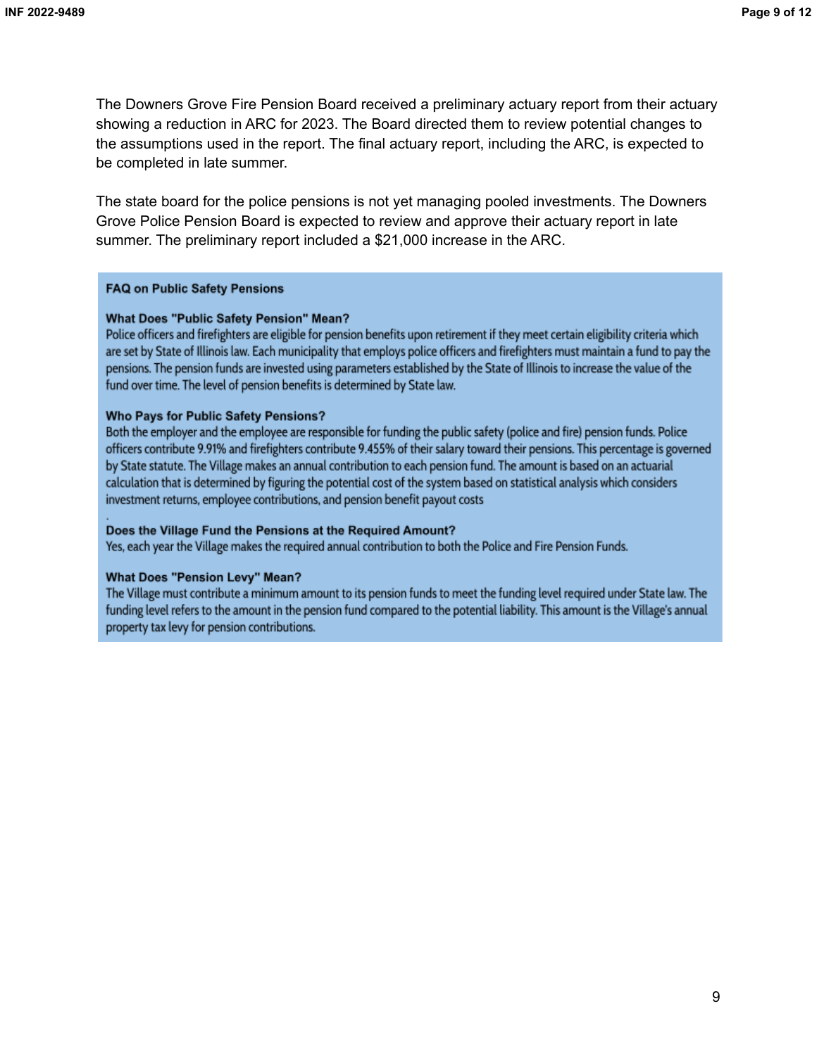The Downers Grove Fire Pension Board received a preliminary actuary report from their actuary showing a reduction in ARC for 2023. The Board directed them to review potential changes to the assumptions used in the report. The final actuary report, including the ARC, is expected to be completed in late summer.

The state board for the police pensions is not yet managing pooled investments. The Downers Grove Police Pension Board is expected to review and approve their actuary report in late summer. The preliminary report included a $21,000 increase in the ARC.

**FAQ on Public Safety Pensions**

**What Does "Public Safety Pension" Mean?**
Police officers and firefighters are eligible for pension benefits upon retirement if they meet certain eligibility criteria which are set by State of Illinois law. Each municipality that employs police officers and firefighters must maintain a fund to pay the pensions. The pension funds are invested using parameters established by the State of Illinois to increase the value of the fund over time. The level of pension benefits is determined by State law.

**Who Pays for Public Safety Pensions?**
Both the employer and the employee are responsible for funding the public safety (police and fire) pension funds. Police officers contribute 9.91% and firefighters contribute 9.455% of their salary toward their pensions. This percentage is governed by State statute. The Village makes an annual contribution to each pension fund. The amount is based on an actuarial calculation that is determined by figuring the potential cost of the system based on statistical analysis which considers investment returns, employee contributions, and pension benefit payout costs

**Does the Village Fund the Pensions at the Required Amount?**
Yes, each year the Village makes the required annual contribution to both the Police and Fire Pension Funds.

**What Does "Pension Levy" Mean?**
The Village must contribute a minimum amount to its pension funds to meet the funding level required under State law. The funding level refers to the amount in the pension fund compared to the potential liability. This amount is the Village's annual property tax levy for pension contributions.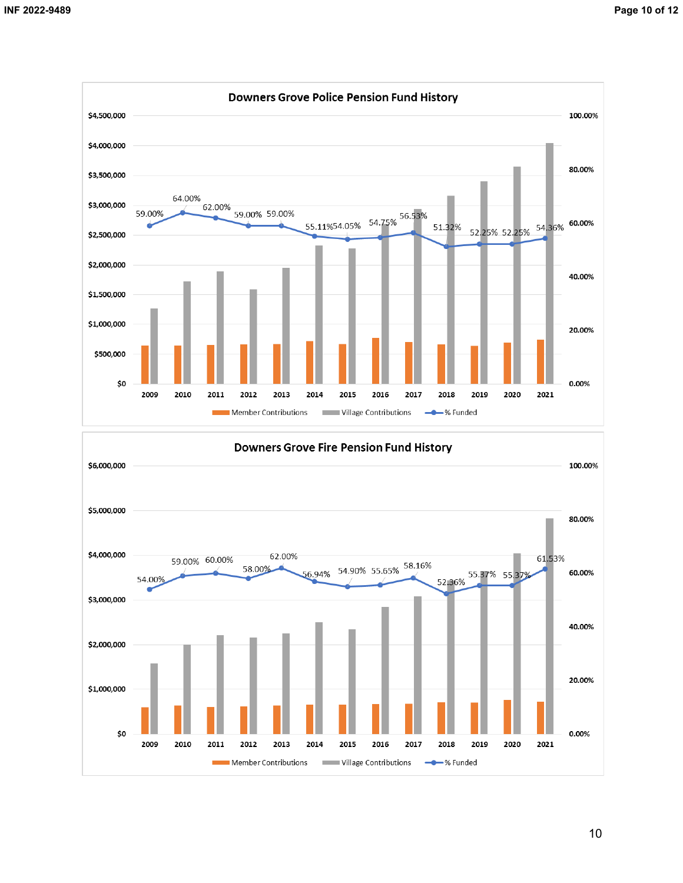## Downers Grove Police Pension Fund History

| Year | % Funded |
| --- | --- |
| 2009 | 59.00% |
| 2010 | 64.00% |
| 2011 | 62.00% |
| 2012 | 59.00% |
| 2013 | 59.00% |
| 2014 | 55.11% |
| 2015 | 54.05% |
| 2016 | 54.75% |
| 2017 | 56.53% |
| 2018 | 51.32% |
| 2019 | 52.25% |
| 2020 | 52.25% |
| 2021 | 54.36% |

Member Contributions | Village Contributions | % Funded

## Downers Grove Fire Pension Fund History

| Year | % Funded |
| --- | --- |
| 2009 | 54.00% |
| 2010 | 59.00% |
| 2011 | 60.00% |
| 2012 | 58.00% |
| 2013 | 62.00% |
| 2014 | 56.94% |
| 2015 | 54.90% |
| 2016 | 55.65% |
| 2017 | 58.16% |
| 2018 | 52.36% |
| 2019 | 55.37% |
| 2020 | 55.37% |
| 2021 | 61.53% |

Member Contributions | Village Contributions | % Funded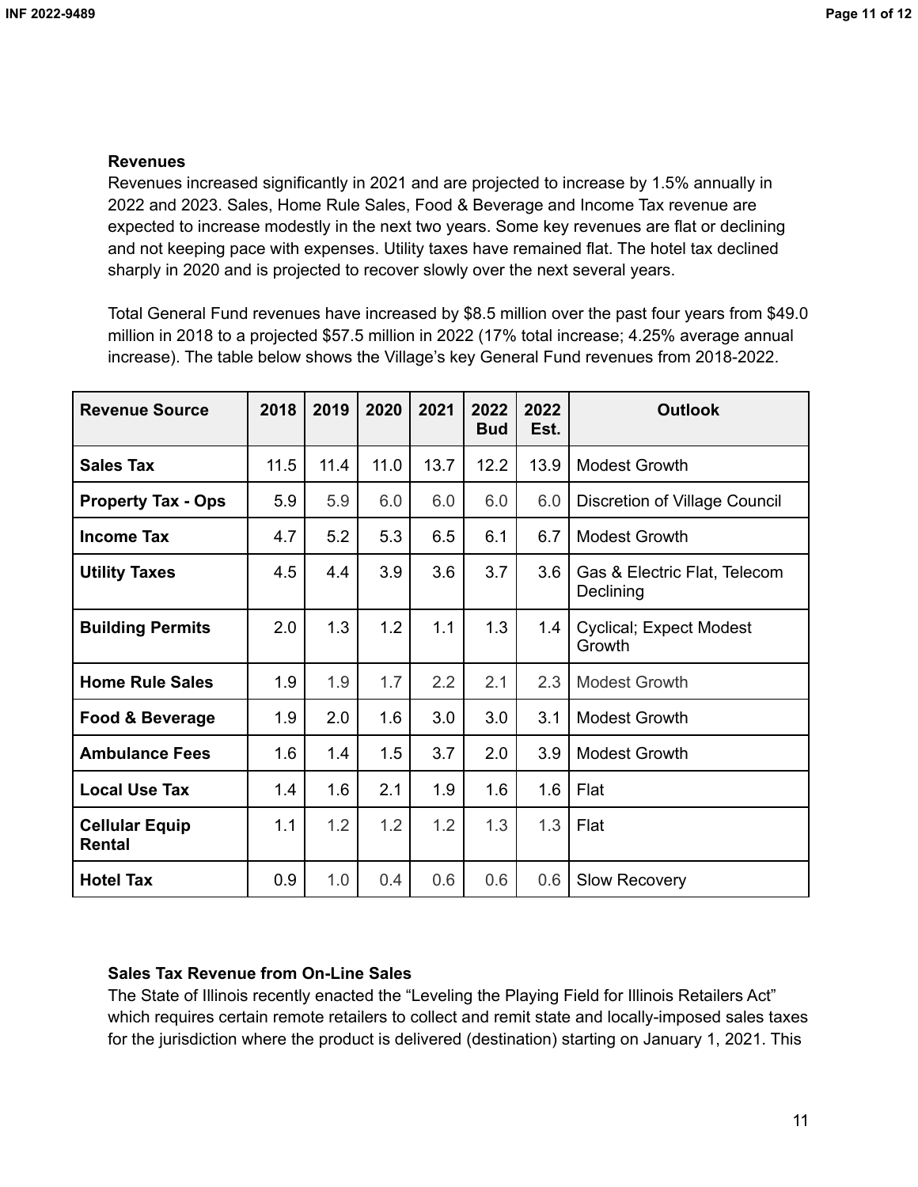**Revenues**

Revenues increased significantly in 2021 and are projected to increase by 1.5% annually in 2022 and 2023. Sales, Home Rule Sales, Food & Beverage and Income Tax revenue are expected to increase modestly in the next two years. Some key revenues are flat or declining and not keeping pace with expenses. Utility taxes have remained flat. The hotel tax declined sharply in 2020 and is projected to recover slowly over the next several years.

Total General Fund revenues have increased by $8.5 million over the past four years from $49.0 million in 2018 to a projected $57.5 million in 2022 (17% total increase; 4.25% average annual increase). The table below shows the Village's key General Fund revenues from 2018-2022.

| Revenue Source | 2018 | 2019 | 2020 | 2021 | 2022 Bud | 2022 Est. | Outlook |
|---|---|---|---|---|---|---|---|
| **Sales Tax** | 11.5 | 11.4 | 11.0 | 13.7 | 12.2 | 13.9 | Modest Growth |
| **Property Tax - Ops** | 5.9 | 5.9 | 6.0 | 6.0 | 6.0 | 6.0 | Discretion of Village Council |
| **Income Tax** | 4.7 | 5.2 | 5.3 | 6.5 | 6.1 | 6.7 | Modest Growth |
| **Utility Taxes** | 4.5 | 4.4 | 3.9 | 3.6 | 3.7 | 3.6 | Gas & Electric Flat, Telecom Declining |
| **Building Permits** | 2.0 | 1.3 | 1.2 | 1.1 | 1.3 | 1.4 | Cyclical; Expect Modest Growth |
| **Home Rule Sales** | 1.9 | 1.9 | 1.7 | 2.2 | 2.1 | 2.3 | Modest Growth |
| **Food & Beverage** | 1.9 | 2.0 | 1.6 | 3.0 | 3.0 | 3.1 | Modest Growth |
| **Ambulance Fees** | 1.6 | 1.4 | 1.5 | 3.7 | 2.0 | 3.9 | Modest Growth |
| **Local Use Tax** | 1.4 | 1.6 | 2.1 | 1.9 | 1.6 | 1.6 | Flat |
| **Cellular Equip Rental** | 1.1 | 1.2 | 1.2 | 1.2 | 1.3 | 1.3 | Flat |
| **Hotel Tax** | 0.9 | 1.0 | 0.4 | 0.6 | 0.6 | 0.6 | Slow Recovery |

**Sales Tax Revenue from On-Line Sales**

The State of Illinois recently enacted the "Leveling the Playing Field for Illinois Retailers Act" which requires certain remote retailers to collect and remit state and locally-imposed sales taxes for the jurisdiction where the product is delivered (destination) starting on January 1, 2021. This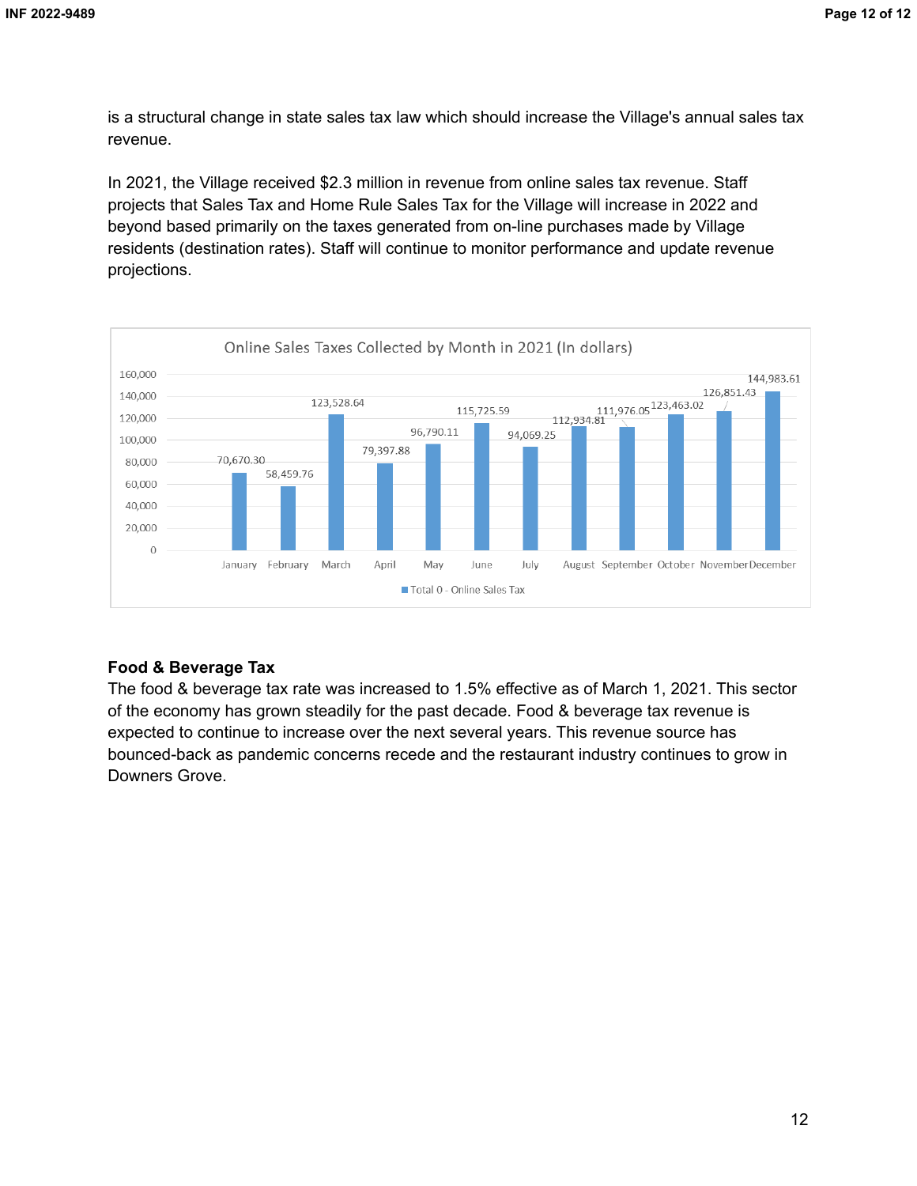is a structural change in state sales tax law which should increase the Village's annual sales tax revenue.

In 2021, the Village received $2.3 million in revenue from online sales tax revenue. Staff projects that Sales Tax and Home Rule Sales Tax for the Village will increase in 2022 and beyond based primarily on the taxes generated from on-line purchases made by Village residents (destination rates). Staff will continue to monitor performance and update revenue projections.

Online Sales Taxes Collected by Month in 2021 (In dollars)

160,000
140,000
120,000
100,000
80,000
60,000
40,000
20,000
0

70,670.30
58,459.76
123,528.64
79,397.88
96,790.11
115,725.59
94,069.25
112,934.81
111,976.05
123,463.02
126,851.43
144,983.61

January February March April May June July August September October November December

Total 0 - Online Sales Tax

## Food & Beverage Tax

The food & beverage tax rate was increased to 1.5% effective as of March 1, 2021. This sector of the economy has grown steadily for the past decade. Food & beverage tax revenue is expected to continue to increase over the next several years. This revenue source has bounced-back as pandemic concerns recede and the restaurant industry continues to grow in Downers Grove.